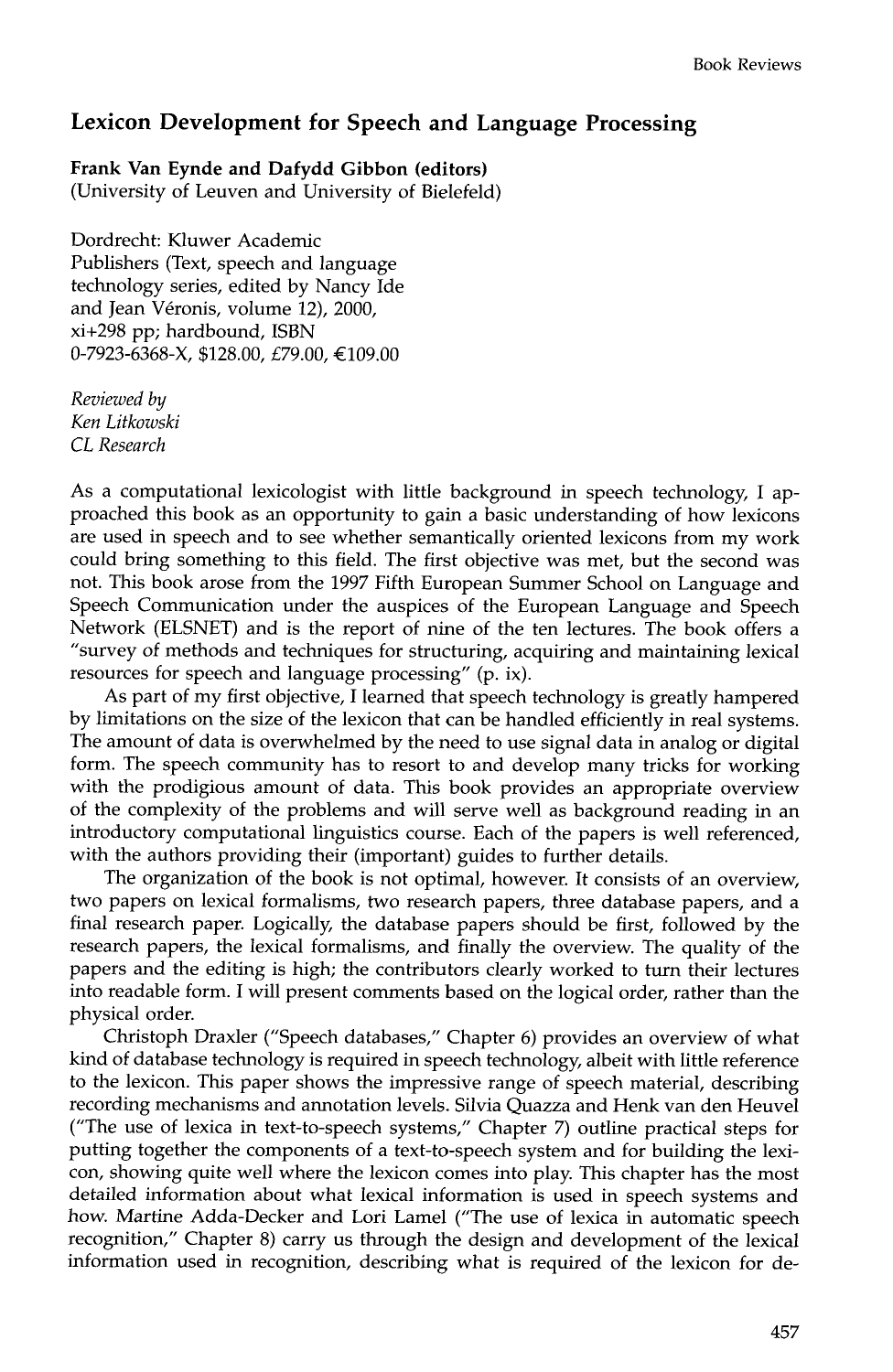## Lexicon Development for Speech and Language Processing

**Frank Van Eynde and Dafydd Gibbon (editors)**
(University of Leuven and University of Bielefeld)

Dordrecht: Kluwer Academic Publishers (Text, speech and language technology series, edited by Nancy Ide and Jean Véronis, volume 12), 2000, xi+298 pp; hardbound, ISBN 0-7923-6368-X, $128.00, £79.00, €109.00

*Reviewed by*
*Ken Litkowski*
*CL Research*

As a computational lexicologist with little background in speech technology, I approached this book as an opportunity to gain a basic understanding of how lexicons are used in speech and to see whether semantically oriented lexicons from my work could bring something to this field. The first objective was met, but the second was not. This book arose from the 1997 Fifth European Summer School on Language and Speech Communication under the auspices of the European Language and Speech Network (ELSNET) and is the report of nine of the ten lectures. The book offers a "survey of methods and techniques for structuring, acquiring and maintaining lexical resources for speech and language processing" (p. ix).

As part of my first objective, I learned that speech technology is greatly hampered by limitations on the size of the lexicon that can be handled efficiently in real systems. The amount of data is overwhelmed by the need to use signal data in analog or digital form. The speech community has to resort to and develop many tricks for working with the prodigious amount of data. This book provides an appropriate overview of the complexity of the problems and will serve well as background reading in an introductory computational linguistics course. Each of the papers is well referenced, with the authors providing their (important) guides to further details.

The organization of the book is not optimal, however. It consists of an overview, two papers on lexical formalisms, two research papers, three database papers, and a final research paper. Logically, the database papers should be first, followed by the research papers, the lexical formalisms, and finally the overview. The quality of the papers and the editing is high; the contributors clearly worked to turn their lectures into readable form. I will present comments based on the logical order, rather than the physical order.

Christoph Draxler ("Speech databases," Chapter 6) provides an overview of what kind of database technology is required in speech technology, albeit with little reference to the lexicon. This paper shows the impressive range of speech material, describing recording mechanisms and annotation levels. Silvia Quazza and Henk van den Heuvel ("The use of lexica in text-to-speech systems," Chapter 7) outline practical steps for putting together the components of a text-to-speech system and for building the lexicon, showing quite well where the lexicon comes into play. This chapter has the most detailed information about what lexical information is used in speech systems and how. Martine Adda-Decker and Lori Lamel ("The use of lexica in automatic speech recognition," Chapter 8) carry us through the design and development of the lexical information used in recognition, describing what is required of the lexicon for de-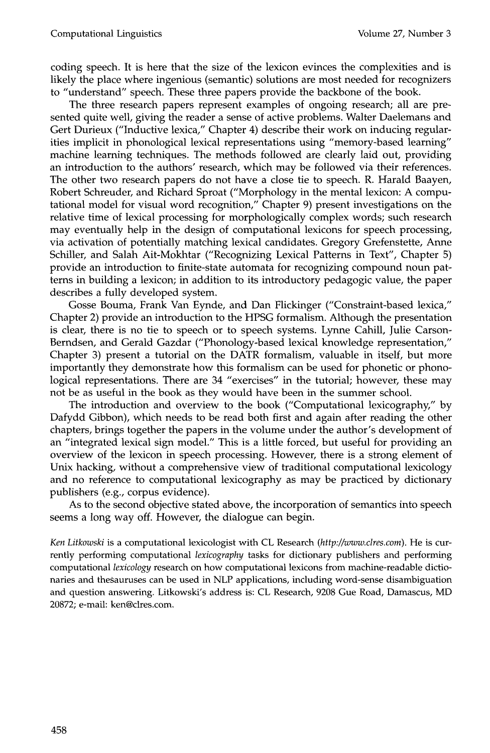coding speech. It is here that the size of the lexicon evinces the complexities and is likely the place where ingenious (semantic) solutions are most needed for recognizers to "understand" speech. These three papers provide the backbone of the book.

The three research papers represent examples of ongoing research; all are presented quite well, giving the reader a sense of active problems. Walter Daelemans and Gert Durieux ("Inductive lexica," Chapter 4) describe their work on inducing regularities implicit in phonological lexical representations using "memory-based learning" machine learning techniques. The methods followed are clearly laid out, providing an introduction to the authors' research, which may be followed via their references. The other two research papers do not have a close tie to speech. R. Harald Baayen, Robert Schreuder, and Richard Sproat ("Morphology in the mental lexicon: A computational model for visual word recognition," Chapter 9) present investigations on the relative time of lexical processing for morphologically complex words; such research may eventually help in the design of computational lexicons for speech processing, via activation of potentially matching lexical candidates. Gregory Grefenstette, Anne Schiller, and Salah Ait-Mokhtar ("Recognizing Lexical Patterns in Text", Chapter 5) provide an introduction to finite-state automata for recognizing compound noun patterns in building a lexicon; in addition to its introductory pedagogic value, the paper describes a fully developed system.

Gosse Bouma, Frank Van Eynde, and Dan Flickinger ("Constraint-based lexica," Chapter 2) provide an introduction to the HPSG formalism. Although the presentation is clear, there is no tie to speech or to speech systems. Lynne Cahill, Julie Carson-Berndsen, and Gerald Gazdar ("Phonology-based lexical knowledge representation," Chapter 3) present a tutorial on the DATR formalism, valuable in itself, but more importantly they demonstrate how this formalism can be used for phonetic or phonological representations. There are 34 "exercises" in the tutorial; however, these may not be as useful in the book as they would have been in the summer school.

The introduction and overview to the book ("Computational lexicography," by Dafydd Gibbon), which needs to be read both first and again after reading the other chapters, brings together the papers in the volume under the author's development of an "integrated lexical sign model." This is a little forced, but useful for providing an overview of the lexicon in speech processing. However, there is a strong element of Unix hacking, without a comprehensive view of traditional computational lexicology and no reference to computational lexicography as may be practiced by dictionary publishers (e.g., corpus evidence).

As to the second objective stated above, the incorporation of semantics into speech seems a long way off. However, the dialogue can begin.

*Ken Litkowski* is a computational lexicologist with CL Research (*http://www.clres.com*). He is currently performing computational *lexicography* tasks for dictionary publishers and performing computational *lexicology* research on how computational lexicons from machine-readable dictionaries and thesauruses can be used in NLP applications, including word-sense disambiguation and question answering. Litkowski's address is: CL Research, 9208 Gue Road, Damascus, MD 20872; e-mail: ken@clres.com.